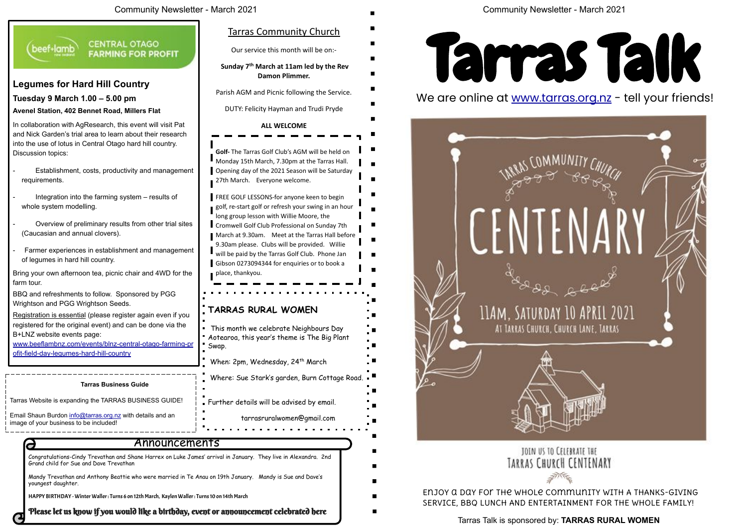# Legumes for Hard Hill Country

beef+lamb CENTRAL OTAGO FARMING FOR PROFIT

**Tuesday 9 March 1.00 – 5.00 pm**

**Avenel Station, 402 Bennet Road, Millers Flat**

In collaboration with AgResearch, this event will visit Pat and Nick Garden's trial area to learn about their research into the use of lotus in Central Otago hard hill country. Discussion topics:

- Establishment, costs, productivity and management requirements.
- Integration into the farming system – results of whole system modelling.
- Overview of preliminary results from other trial sites (Caucasian and annual clovers).
- Farmer experiences in establishment and management of legumes in hard hill country.

Bring your own afternoon tea, picnic chair and 4WD for the farm tour.

BBQ and refreshments to follow. Sponsored by PGG Wrightson and PGG Wrightson Seeds.

Registration is essential (please register again even if you registered for the original event) and can be done via the B+LNZ website events page: www.beeflambnz.com/events/blnz-central-otago-farming-profit-field-day-legumes-hard-hill-country

**Tarras Business Guide**

Tarras Website is expanding the TARRAS BUSINESS GUIDE!

Email Shaun Burdon info@tarras.org.nz with details and an image of your business to be included!

## Tarras Community Church

Our service this month will be on:-

**Sunday 7th March at 11am led by the Rev Damon Plimmer.**

Parish AGM and Picnic following the Service.

DUTY: Felicity Hayman and Trudi Pryde

**ALL WELCOME**

**Golf**- The Tarras Golf Club's AGM will be held on Monday 15th March, 7.30pm at the Tarras Hall. Opening day of the 2021 Season will be Saturday 27th March. Everyone welcome.

FREE GOLF LESSONS-for anyone keen to begin golf, re-start golf or refresh your swing in an hour long group lesson with Willie Moore, the Cromwell Golf Club Professional on Sunday 7th March at 9.30am. Meet at the Tarras Hall before 9.30am please. Clubs will be provided. Willie will be paid by the Tarras Golf Club. Phone Jan Gibson 0273094344 for enquiries or to book a place, thankyou.

## TARRAS RURAL WOMEN

This month we celebrate Neighbours Day Aotearoa, this year's theme is The Big Plant Swap.

When: 2pm, Wednesday, 24th March

Where: Sue Stark's garden, Burn Cottage Road.

Further details will be advised by email.

tarrasruralwomen@gmail.com

## Announcements

Congratulations-Cindy Trevathan and Shane Harrex on Luke James' arrival in January. They live in Alexandra. 2nd Grand child for Sue and Dave Trevathan

Mandy Trevathan and Anthony Beattie who were married in Te Anau on 19th January. Mandy is Sue and Dave's youngest daughter.

**HAPPY BIRTHDAY - Winter Waller: Turns 6 on 12th March, Kaylen Waller: Turns 10 on 14th March**

**Please let us know if you would like a birthday, event or announcement celebrated here**

# Tarras Talk

We are online at www.tarras.org.nz - tell your friends!

TARRAS COMMUNITY CHURCH

CENTENARY

11AM, SATURDAY 10 APRIL 2021

AT TARRAS CHURCH, CHURCH LANE, TARRAS

JOIN US TO CELEBRATE THE TARRAS CHURCH CENTENARY

ENJOY A DAY FOR THE WHOLE COMMUNITY WITH A THANKS-GIVING SERVICE, BBQ LUNCH AND ENTERTAINMENT FOR THE WHOLE FAMILY!

Tarras Talk is sponsored by: **TARRAS RURAL WOMEN**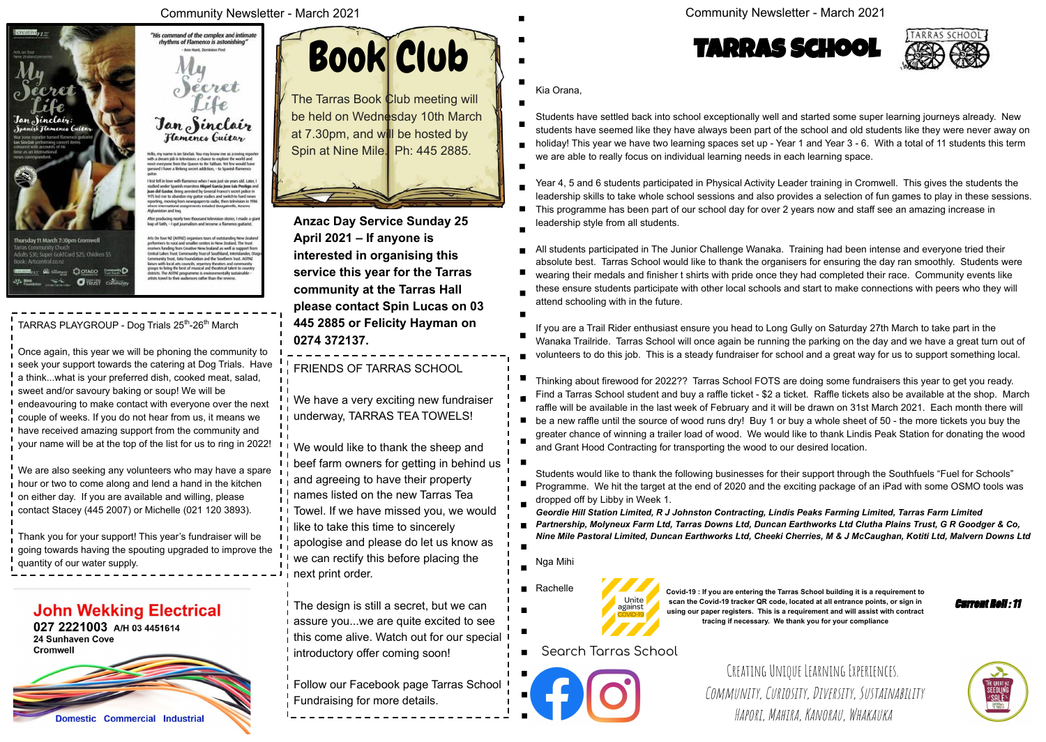## My Secret Life

*"His command of the complex and intimate rhythms of Flamenco is astonishing"* – Ann Hunt, Dominion Post

Ian Sinclair: Flamenco Guitar

Thursday 11 March 7:30pm Cromwell
Tarras Community Church
Adults $30, Super Gold Card $25, Children $5
Book: Artscentral.co.nz

# Book Club

The Tarras Book Club meeting will be held on Wednesday 10th March at 7.30pm, and will be hosted by Spin at Nine Mile. Ph: 445 2885.

**Anzac Day Service Sunday 25 April 2021 – If anyone is interested in organising this service this year for the Tarras community at the Tarras Hall please contact Spin Lucas on 03 445 2885 or Felicity Hayman on 0274 372137.**

TARRAS PLAYGROUP - Dog Trials 25th-26th March

Once again, this year we will be phoning the community to seek your support towards the catering at Dog Trials. Have a think...what is your preferred dish, cooked meat, salad, sweet and/or savoury baking or soup! We will be endeavouring to make contact with everyone over the next couple of weeks. If you do not hear from us, it means we have received amazing support from the community and your name will be at the top of the list for us to ring in 2022!

We are also seeking any volunteers who may have a spare hour or two to come along and lend a hand in the kitchen on either day. If you are available and willing, please contact Stacey (445 2007) or Michelle (021 120 3893).

Thank you for your support! This year's fundraiser will be going towards having the spouting upgraded to improve the quantity of our water supply.

FRIENDS OF TARRAS SCHOOL

We have a very exciting new fundraiser underway, TARRAS TEA TOWELS!

We would like to thank the sheep and beef farm owners for getting in behind us and agreeing to have their property names listed on the new Tarras Tea Towel. If we have missed you, we would like to take this time to sincerely apologise and please do let us know as we can rectify this before placing the next print order.

The design is still a secret, but we can assure you...we are quite excited to see this come alive. Watch out for our special introductory offer coming soon!

Follow our Facebook page Tarras School Fundraising for more details.

**John Wekking Electrical**
**027 2221003** A/H 03 4451614
24 Sunhaven Cove
Cromwell

Domestic Commercial Industrial

# TARRAS SCHOOL

Kia Orana,

Students have settled back into school exceptionally well and started some super learning journeys already. New students have seemed like they have always been part of the school and old students like they were never away on holiday! This year we have two learning spaces set up - Year 1 and Year 3 - 6. With a total of 11 students this term we are able to really focus on individual learning needs in each learning space.

Year 4, 5 and 6 students participated in Physical Activity Leader training in Cromwell. This gives the students the leadership skills to take whole school sessions and also provides a selection of fun games to play in these sessions. This programme has been part of our school day for over 2 years now and staff see an amazing increase in leadership style from all students.

All students participated in The Junior Challenge Wanaka. Training had been intense and everyone tried their absolute best. Tarras School would like to thank the organisers for ensuring the day ran smoothly. Students were wearing their medals and finisher t shirts with pride once they had completed their race. Community events like these ensure students participate with other local schools and start to make connections with peers who they will attend schooling with in the future.

If you are a Trail Rider enthusiast ensure you head to Long Gully on Saturday 27th March to take part in the Wanaka Trailride. Tarras School will once again be running the parking on the day and we have a great turn out of volunteers to do this job. This is a steady fundraiser for school and a great way for us to support something local.

Thinking about firewood for 2022?? Tarras School FOTS are doing some fundraisers this year to get you ready. Find a Tarras School student and buy a raffle ticket - $2 a ticket. Raffle tickets also be available at the shop. March raffle will be available in the last week of February and it will be drawn on 31st March 2021. Each month there will be a new raffle until the source of wood runs dry! Buy 1 or buy a whole sheet of 50 - the more tickets you buy the greater chance of winning a trailer load of wood. We would like to thank Lindis Peak Station for donating the wood and Grant Hood Contracting for transporting the wood to our desired location.

Students would like to thank the following businesses for their support through the Southfuels "Fuel for Schools" Programme. We hit the target at the end of 2020 and the exciting package of an iPad with some OSMO tools was dropped off by Libby in Week 1.
***Geordie Hill Station Limited, R J Johnston Contracting, Lindis Peaks Farming Limited, Tarras Farm Limited Partnership, Molyneux Farm Ltd, Tarras Downs Ltd, Duncan Earthworks Ltd Clutha Plains Trust, G R Goodger & Co, Nine Mile Pastoral Limited, Duncan Earthworks Ltd, Cheeki Cherries, M & J McCaughan, Kotiti Ltd, Malvern Downs Ltd***

Nga Mihi

Rachelle

Unite against COVID-19

**Covid-19 : If you are entering the Tarras School building it is a requirement to scan the Covid-19 tracker QR code, located at all entrance points, or sign in using our paper registers. This is a requirement and will assist with contract tracing if necessary. We thank you for your compliance**

**Current Roll : 11**

Search Tarras School

CREATING UNIQUE LEARNING EXPERIENCES.
COMMUNITY, CURIOSITY, DIVERSITY, SUSTAINABILITY
HAPORI, MAHIRA, KANORAU, WHAKAUKA